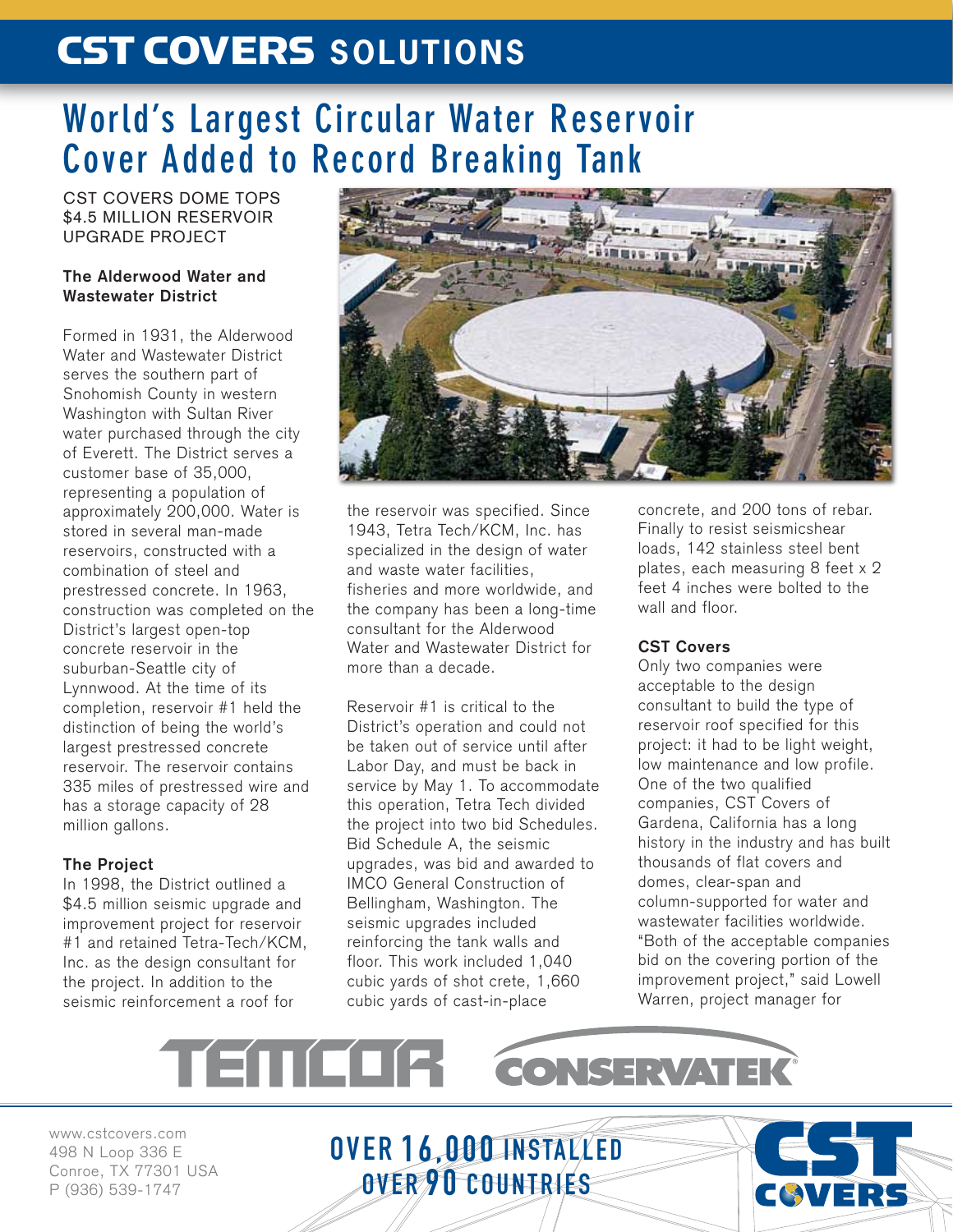# CST COVERS SOLUTIONS

# World's Largest Circular Water Reservoir Cover Added to Record Breaking Tank

CST COVERS DOME TOPS $4.5 MILLION RESERVOIR UPGRADE PROJECT

### The Alderwood Water and Wastewater District

Formed in 1931, the Alderwood Water and Wastewater District serves the southern part of Snohomish County in western Washington with Sultan River water purchased through the city of Everett. The District serves a customer base of 35,000, representing a population of approximately 200,000. Water is stored in several man-made reservoirs, constructed with a combination of steel and prestressed concrete. In 1963, construction was completed on the District's largest open-top concrete reservoir in the suburban-Seattle city of Lynnwood. At the time of its completion, reservoir #1 held the distinction of being the world's largest prestressed concrete reservoir. The reservoir contains 335 miles of prestressed wire and has a storage capacity of 28 million gallons.

### The Project

In 1998, the District outlined a $4.5 million seismic upgrade and improvement project for reservoir #1 and retained Tetra-Tech/KCM, Inc. as the design consultant for the project. In addition to the seismic reinforcement a roof for the reservoir was specified. Since 1943, Tetra Tech/KCM, Inc. has specialized in the design of water and waste water facilities, fisheries and more worldwide, and the company has been a long-time consultant for the Alderwood Water and Wastewater District for more than a decade.

Reservoir #1 is critical to the District's operation and could not be taken out of service until after Labor Day, and must be back in service by May 1. To accommodate this operation, Tetra Tech divided the project into two bid Schedules. Bid Schedule A, the seismic upgrades, was bid and awarded to IMCO General Construction of Bellingham, Washington. The seismic upgrades included reinforcing the tank walls and floor. This work included 1,040 cubic yards of shot crete, 1,660 cubic yards of cast-in-place concrete, and 200 tons of rebar. Finally to resist seismicshear loads, 142 stainless steel bent plates, each measuring 8 feet x 2 feet 4 inches were bolted to the wall and floor.

### CST Covers

Only two companies were acceptable to the design consultant to build the type of reservoir roof specified for this project: it had to be light weight, low maintenance and low profile. One of the two qualified companies, CST Covers of Gardena, California has a long history in the industry and has built thousands of flat covers and domes, clear-span and column-supported for water and wastewater facilities worldwide. "Both of the acceptable companies bid on the covering portion of the improvement project," said Lowell Warren, project manager for

TEMCOR CONSERVATEK

www.cstcovers.com
498 N Loop 336 E
Conroe, TX 77301 USA
P (936) 539-1747

OVER 16,000 INSTALLED
OVER 90 COUNTRIES

CST COVERS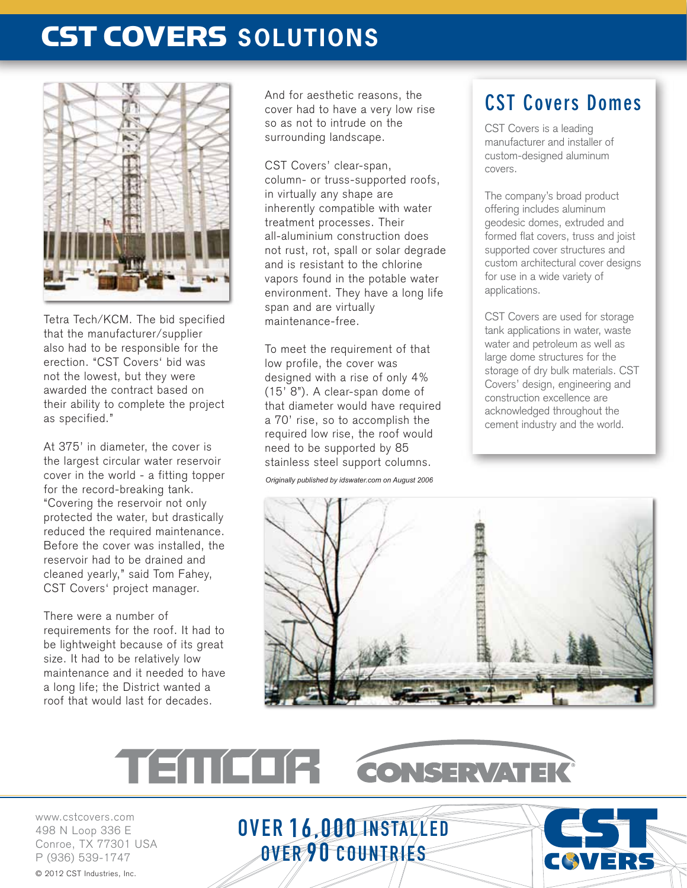# CST COVERS SOLUTIONS

Tetra Tech/KCM. The bid specified that the manufacturer/supplier also had to be responsible for the erection. "CST Covers' bid was not the lowest, but they were awarded the contract based on their ability to complete the project as specified."

At 375' in diameter, the cover is the largest circular water reservoir cover in the world - a fitting topper for the record-breaking tank. "Covering the reservoir not only protected the water, but drastically reduced the required maintenance. Before the cover was installed, the reservoir had to be drained and cleaned yearly," said Tom Fahey, CST Covers' project manager.

There were a number of requirements for the roof. It had to be lightweight because of its great size. It had to be relatively low maintenance and it needed to have a long life; the District wanted a roof that would last for decades.

And for aesthetic reasons, the cover had to have a very low rise so as not to intrude on the surrounding landscape.

CST Covers' clear-span, column- or truss-supported roofs, in virtually any shape are inherently compatible with water treatment processes. Their all-aluminium construction does not rust, rot, spall or solar degrade and is resistant to the chlorine vapors found in the potable water environment. They have a long life span and are virtually maintenance-free.

To meet the requirement of that low profile, the cover was designed with a rise of only 4% (15' 8"). A clear-span dome of that diameter would have required a 70' rise, so to accomplish the required low rise, the roof would need to be supported by 85 stainless steel support columns.

*Originally published by idswater.com on August 2006*

## CST Covers Domes

CST Covers is a leading manufacturer and installer of custom-designed aluminum covers.

The company's broad product offering includes aluminum geodesic domes, extruded and formed flat covers, truss and joist supported cover structures and custom architectural cover designs for use in a wide variety of applications.

CST Covers are used for storage tank applications in water, waste water and petroleum as well as large dome structures for the storage of dry bulk materials. CST Covers' design, engineering and construction excellence are acknowledged throughout the cement industry and the world.

TEMCOR CONSERVATEK

www.cstcovers.com
498 N Loop 336 E
Conroe, TX 77301 USA
P (936) 539-1747
© 2012 CST Industries, Inc.

OVER 16,000 INSTALLED
OVER 90 COUNTRIES

CST COVERS